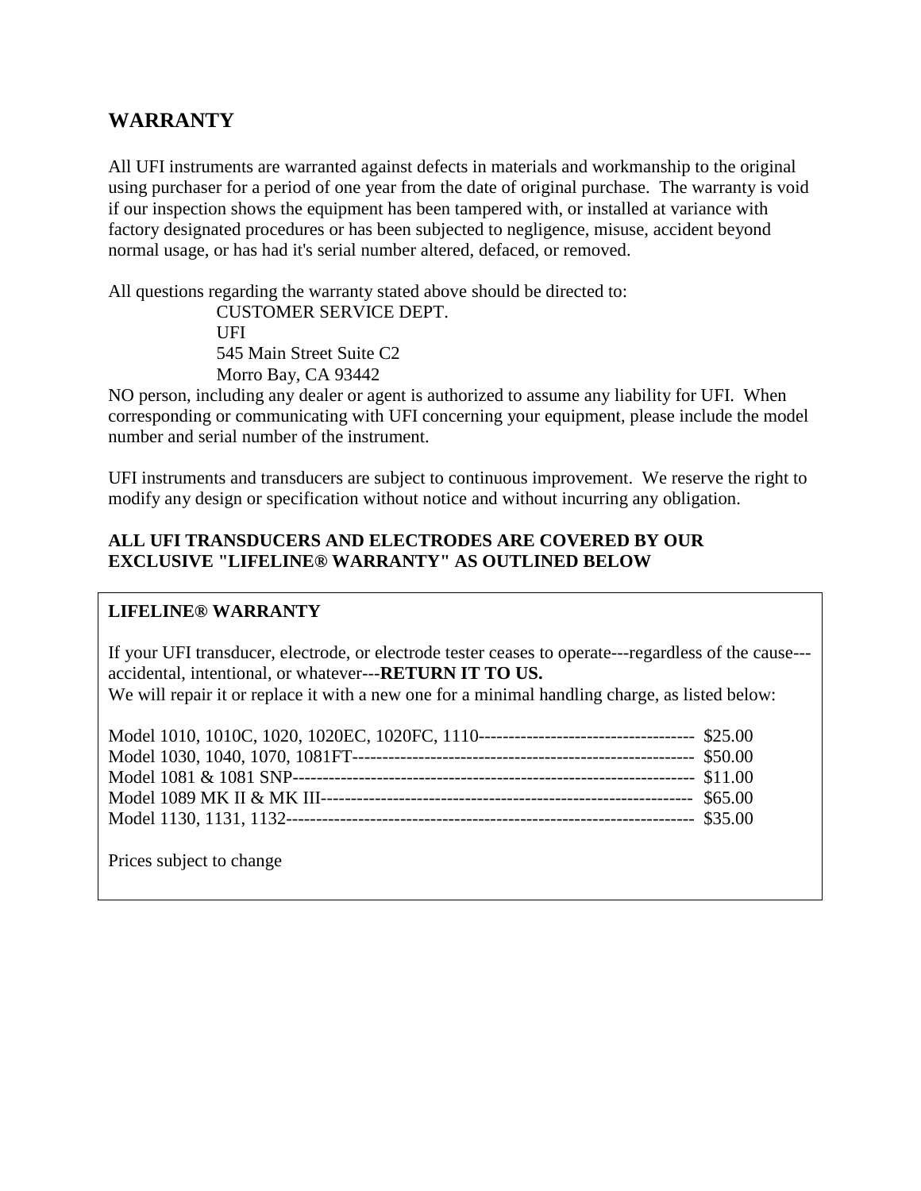## WARRANTY

All UFI instruments are warranted against defects in materials and workmanship to the original using purchaser for a period of one year from the date of original purchase. The warranty is void if our inspection shows the equipment has been tampered with, or installed at variance with factory designated procedures or has been subjected to negligence, misuse, accident beyond normal usage, or has had it's serial number altered, defaced, or removed.

All questions regarding the warranty stated above should be directed to:

CUSTOMER SERVICE DEPT.
UFI
545 Main Street Suite C2
Morro Bay, CA 93442

NO person, including any dealer or agent is authorized to assume any liability for UFI. When corresponding or communicating with UFI concerning your equipment, please include the model number and serial number of the instrument.

UFI instruments and transducers are subject to continuous improvement. We reserve the right to modify any design or specification without notice and without incurring any obligation.

**ALL UFI TRANSDUCERS AND ELECTRODES ARE COVERED BY OUR EXCLUSIVE "LIFELINE® WARRANTY" AS OUTLINED BELOW**

**LIFELINE® WARRANTY**

If your UFI transducer, electrode, or electrode tester ceases to operate---regardless of the cause---accidental, intentional, or whatever---**RETURN IT TO US.**
We will repair it or replace it with a new one for a minimal handling charge, as listed below:

Model 1010, 1010C, 1020, 1020EC, 1020FC, 1110------------------------------------ $25.00
Model 1030, 1040, 1070, 1081FT--------------------------------------------------------- $50.00
Model 1081 & 1081 SNP------------------------------------------------------------------- $11.00
Model 1089 MK II & MK III-------------------------------------------------------------- $65.00
Model 1130, 1131, 1132------------------------------------------------------------------- $35.00

Prices subject to change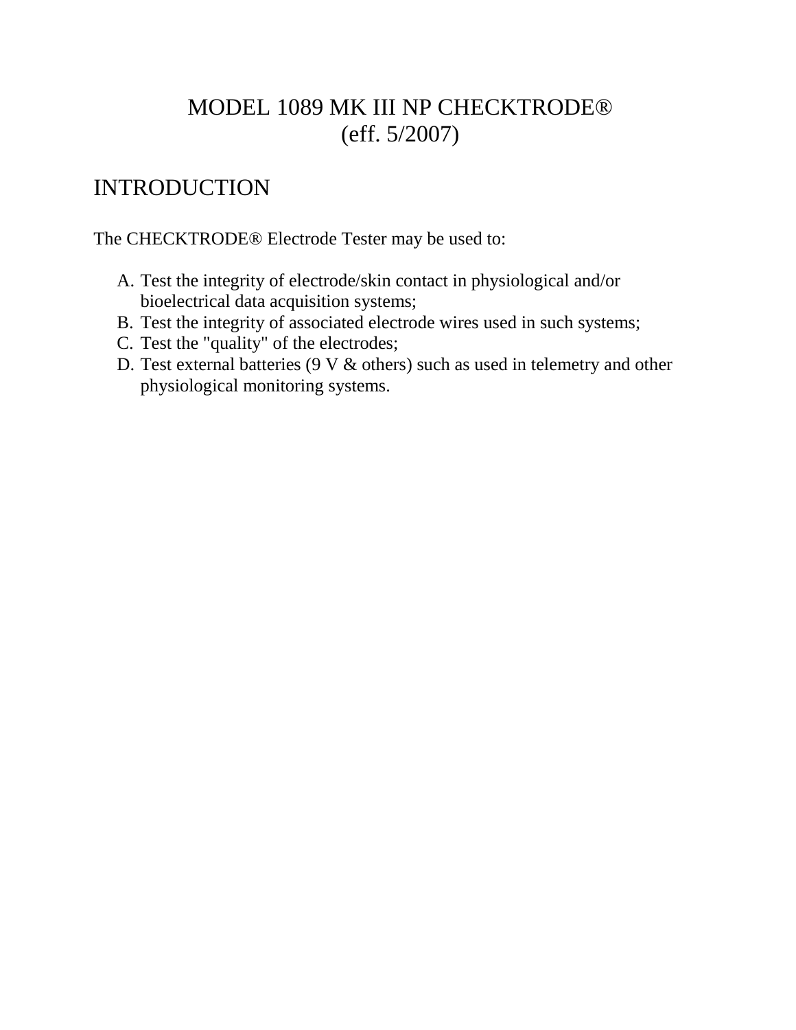# MODEL 1089 MK III NP CHECKTRODE®
# (eff. 5/2007)

## INTRODUCTION

The CHECKTRODE® Electrode Tester may be used to:

A. Test the integrity of electrode/skin contact in physiological and/or bioelectrical data acquisition systems;
B. Test the integrity of associated electrode wires used in such systems;
C. Test the "quality" of the electrodes;
D. Test external batteries (9 V & others) such as used in telemetry and other physiological monitoring systems.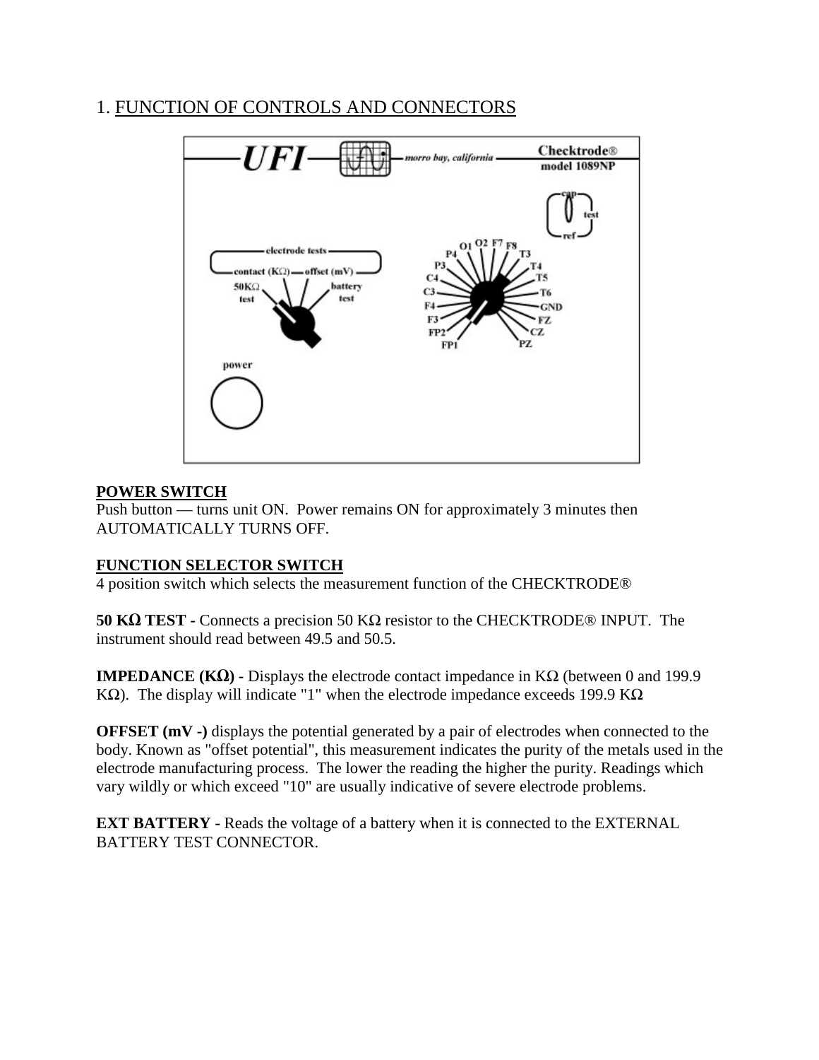1. FUNCTION OF CONTROLS AND CONNECTORS

UFI morro bay, california Checktrode® model 1089NP

cap test ref

electrode tests

contact (KΩ) offset (mV)

50KΩ test

battery test

O1 O2 F7 F8 P4 T3 P3 T4 C4 T5 C3 T6 F4 GND F3 FZ FP2 CZ FP1 PZ

power

**POWER SWITCH**
Push button — turns unit ON. Power remains ON for approximately 3 minutes then AUTOMATICALLY TURNS OFF.

**FUNCTION SELECTOR SWITCH**
4 position switch which selects the measurement function of the CHECKTRODE®

**50 KΩ TEST -** Connects a precision 50 KΩ resistor to the CHECKTRODE® INPUT. The instrument should read between 49.5 and 50.5.

**IMPEDANCE (KΩ) -** Displays the electrode contact impedance in KΩ (between 0 and 199.9 KΩ). The display will indicate "1" when the electrode impedance exceeds 199.9 KΩ

**OFFSET (mV -)** displays the potential generated by a pair of electrodes when connected to the body. Known as "offset potential", this measurement indicates the purity of the metals used in the electrode manufacturing process. The lower the reading the higher the purity. Readings which vary wildly or which exceed "10" are usually indicative of severe electrode problems.

**EXT BATTERY -** Reads the voltage of a battery when it is connected to the EXTERNAL BATTERY TEST CONNECTOR.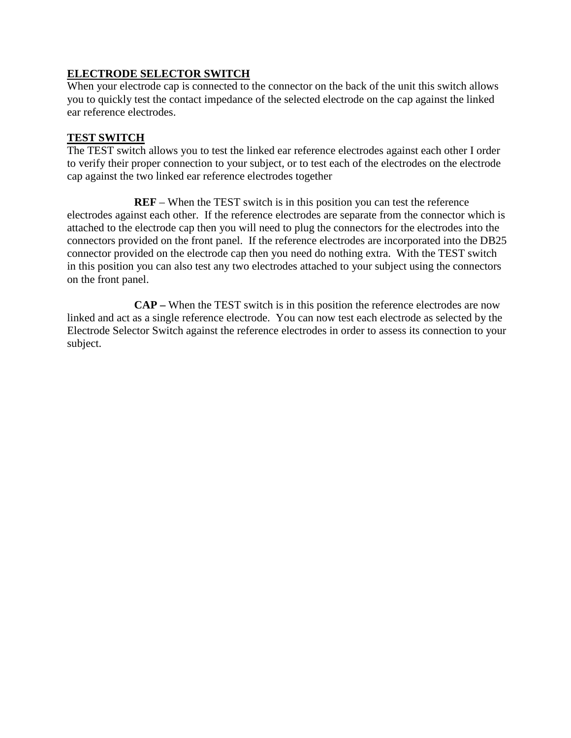**ELECTRODE SELECTOR SWITCH**

When your electrode cap is connected to the connector on the back of the unit this switch allows you to quickly test the contact impedance of the selected electrode on the cap against the linked ear reference electrodes.

**TEST SWITCH**

The TEST switch allows you to test the linked ear reference electrodes against each other I order to verify their proper connection to your subject, or to test each of the electrodes on the electrode cap against the two linked ear reference electrodes together

**REF** – When the TEST switch is in this position you can test the reference electrodes against each other. If the reference electrodes are separate from the connector which is attached to the electrode cap then you will need to plug the connectors for the electrodes into the connectors provided on the front panel. If the reference electrodes are incorporated into the DB25 connector provided on the electrode cap then you need do nothing extra. With the TEST switch in this position you can also test any two electrodes attached to your subject using the connectors on the front panel.

**CAP –** When the TEST switch is in this position the reference electrodes are now linked and act as a single reference electrode. You can now test each electrode as selected by the Electrode Selector Switch against the reference electrodes in order to assess its connection to your subject.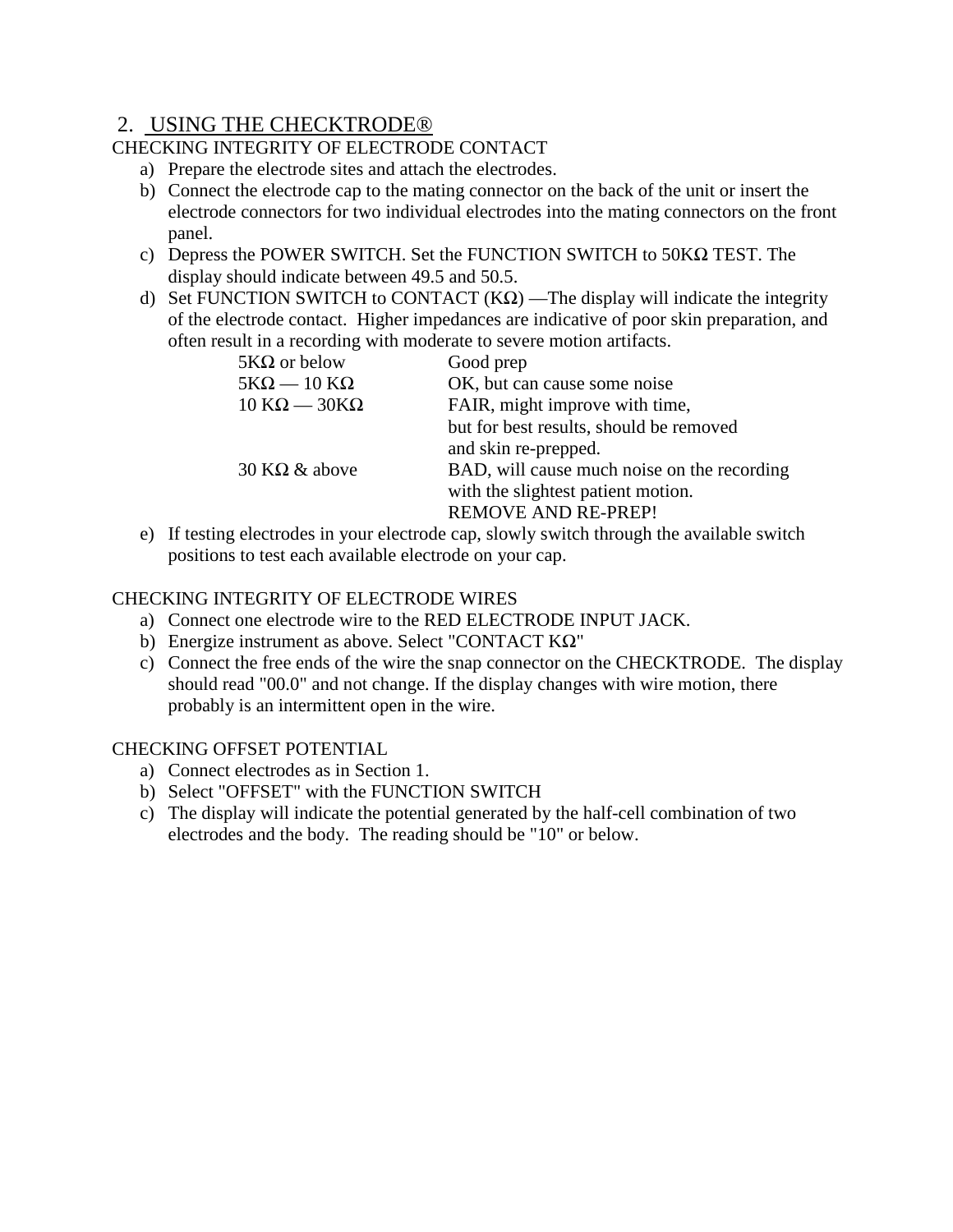## 2. USING THE CHECKTRODE®

CHECKING INTEGRITY OF ELECTRODE CONTACT

a) Prepare the electrode sites and attach the electrodes.
b) Connect the electrode cap to the mating connector on the back of the unit or insert the electrode connectors for two individual electrodes into the mating connectors on the front panel.
c) Depress the POWER SWITCH. Set the FUNCTION SWITCH to 50KΩ TEST. The display should indicate between 49.5 and 50.5.
d) Set FUNCTION SWITCH to CONTACT (KΩ) —The display will indicate the integrity of the electrode contact. Higher impedances are indicative of poor skin preparation, and often result in a recording with moderate to severe motion artifacts.

| | |
|---|---|
| 5KΩ or below | Good prep |
| 5KΩ — 10 KΩ | OK, but can cause some noise |
| 10 KΩ — 30KΩ | FAIR, might improve with time, but for best results, should be removed and skin re-prepped. |
| 30 KΩ & above | BAD, will cause much noise on the recording with the slightest patient motion. REMOVE AND RE-PREP! |

e) If testing electrodes in your electrode cap, slowly switch through the available switch positions to test each available electrode on your cap.

CHECKING INTEGRITY OF ELECTRODE WIRES

a) Connect one electrode wire to the RED ELECTRODE INPUT JACK.
b) Energize instrument as above. Select "CONTACT KΩ"
c) Connect the free ends of the wire the snap connector on the CHECKTRODE. The display should read "00.0" and not change. If the display changes with wire motion, there probably is an intermittent open in the wire.

CHECKING OFFSET POTENTIAL

a) Connect electrodes as in Section 1.
b) Select "OFFSET" with the FUNCTION SWITCH
c) The display will indicate the potential generated by the half-cell combination of two electrodes and the body. The reading should be "10" or below.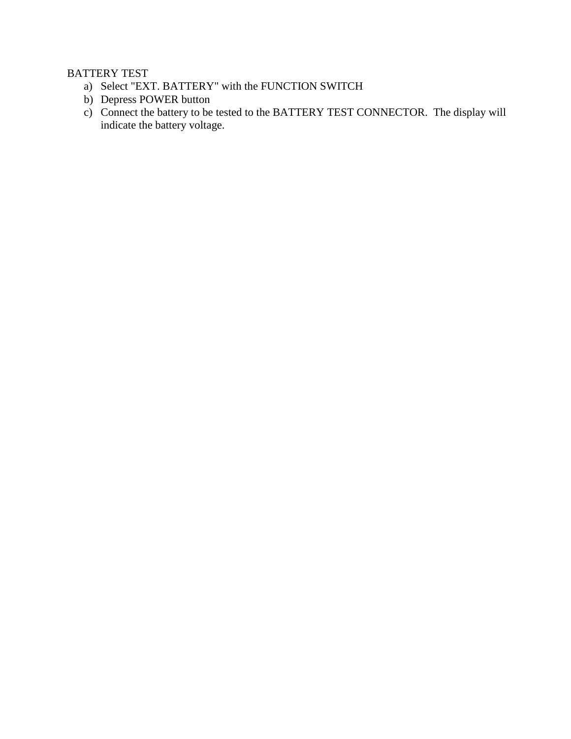BATTERY TEST

a) Select "EXT. BATTERY" with the FUNCTION SWITCH
b) Depress POWER button
c) Connect the battery to be tested to the BATTERY TEST CONNECTOR. The display will indicate the battery voltage.